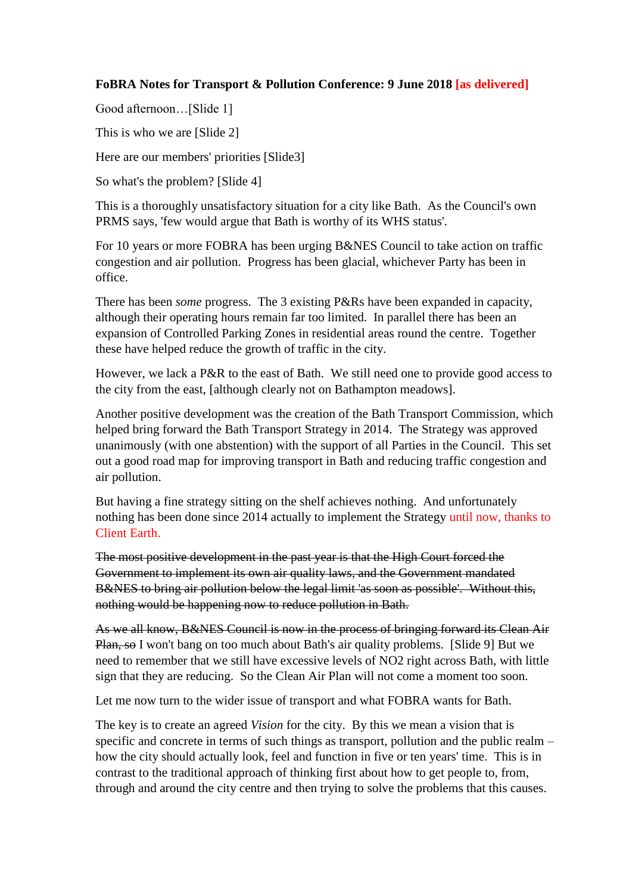**FoBRA Notes for Transport & Pollution Conference: 9 June 2018 [as delivered]**

Good afternoon…[Slide 1]

This is who we are [Slide 2]

Here are our members' priorities [Slide3]

So what's the problem? [Slide 4]

This is a thoroughly unsatisfactory situation for a city like Bath. As the Council's own PRMS says, 'few would argue that Bath is worthy of its WHS status'.

For 10 years or more FOBRA has been urging B&NES Council to take action on traffic congestion and air pollution. Progress has been glacial, whichever Party has been in office.

There has been *some* progress. The 3 existing P&Rs have been expanded in capacity, although their operating hours remain far too limited. In parallel there has been an expansion of Controlled Parking Zones in residential areas round the centre. Together these have helped reduce the growth of traffic in the city.

However, we lack a P&R to the east of Bath. We still need one to provide good access to the city from the east, [although clearly not on Bathampton meadows].

Another positive development was the creation of the Bath Transport Commission, which helped bring forward the Bath Transport Strategy in 2014. The Strategy was approved unanimously (with one abstention) with the support of all Parties in the Council. This set out a good road map for improving transport in Bath and reducing traffic congestion and air pollution.

But having a fine strategy sitting on the shelf achieves nothing. And unfortunately nothing has been done since 2014 actually to implement the Strategy until now, thanks to Client Earth.

~~The most positive development in the past year is that the High Court forced the Government to implement its own air quality laws, and the Government mandated B&NES to bring air pollution below the legal limit 'as soon as possible'. Without this, nothing would be happening now to reduce pollution in Bath.~~

~~As we all know, B&NES Council is now in the process of bringing forward its Clean Air Plan, so~~ I won't bang on too much about Bath's air quality problems. [Slide 9] But we need to remember that we still have excessive levels of $NO_2$ right across Bath, with little sign that they are reducing. So the Clean Air Plan will not come a moment too soon.

Let me now turn to the wider issue of transport and what FOBRA wants for Bath.

The key is to create an agreed *Vision* for the city. By this we mean a vision that is specific and concrete in terms of such things as transport, pollution and the public realm – how the city should actually look, feel and function in five or ten years' time. This is in contrast to the traditional approach of thinking first about how to get people to, from, through and around the city centre and then trying to solve the problems that this causes.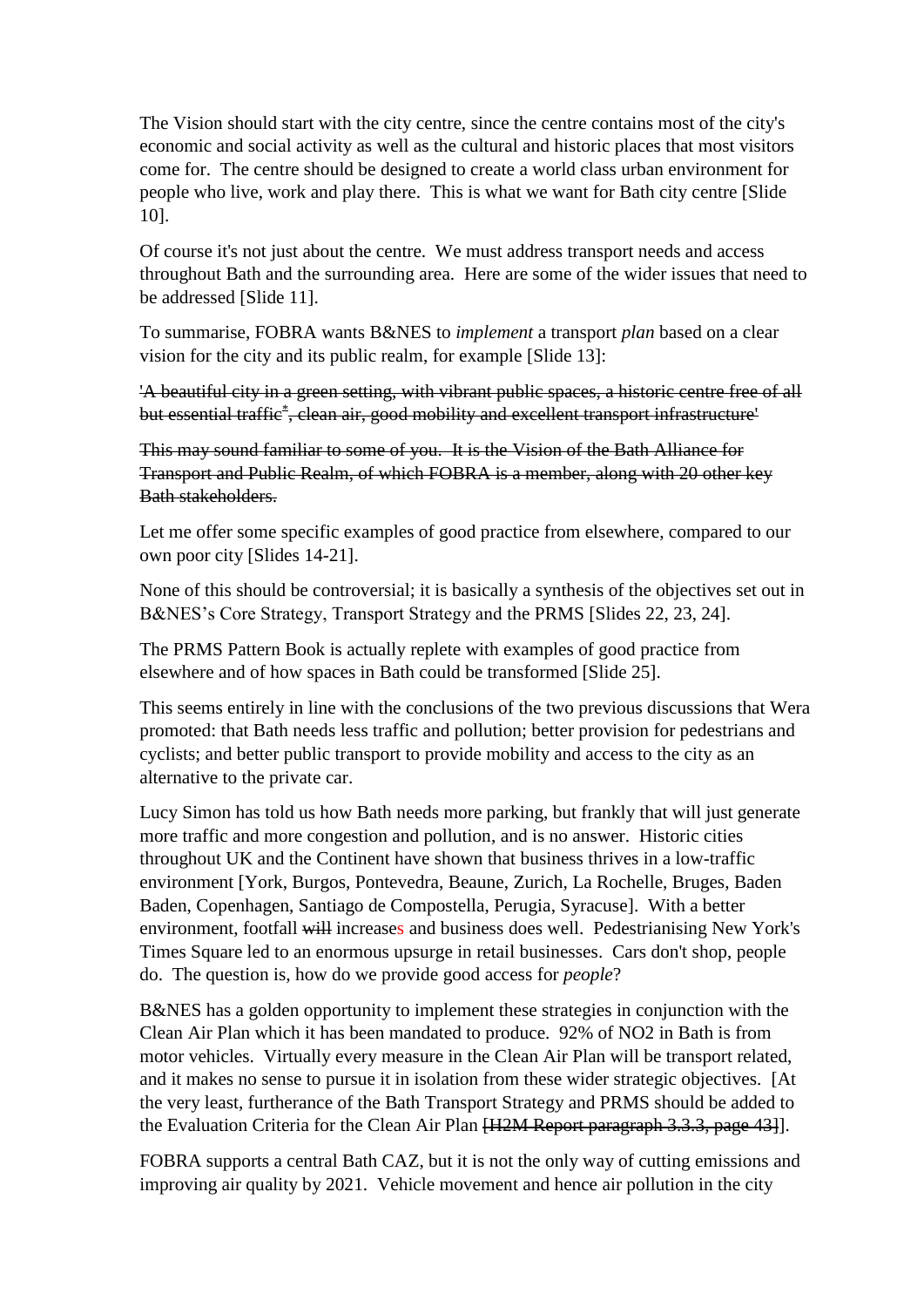The Vision should start with the city centre, since the centre contains most of the city's economic and social activity as well as the cultural and historic places that most visitors come for. The centre should be designed to create a world class urban environment for people who live, work and play there. This is what we want for Bath city centre [Slide 10].

Of course it's not just about the centre. We must address transport needs and access throughout Bath and the surrounding area. Here are some of the wider issues that need to be addressed [Slide 11].

To summarise, FOBRA wants B&NES to *implement* a transport *plan* based on a clear vision for the city and its public realm, for example [Slide 13]:

~~'A beautiful city in a green setting, with vibrant public spaces, a historic centre free of all but essential traffic[*], clean air, good mobility and excellent transport infrastructure'~~

~~This may sound familiar to some of you. It is the Vision of the Bath Alliance for Transport and Public Realm, of which FOBRA is a member, along with 20 other key Bath stakeholders.~~

Let me offer some specific examples of good practice from elsewhere, compared to our own poor city [Slides 14-21].

None of this should be controversial; it is basically a synthesis of the objectives set out in B&NES's Core Strategy, Transport Strategy and the PRMS [Slides 22, 23, 24].

The PRMS Pattern Book is actually replete with examples of good practice from elsewhere and of how spaces in Bath could be transformed [Slide 25].

This seems entirely in line with the conclusions of the two previous discussions that Wera promoted: that Bath needs less traffic and pollution; better provision for pedestrians and cyclists; and better public transport to provide mobility and access to the city as an alternative to the private car.

Lucy Simon has told us how Bath needs more parking, but frankly that will just generate more traffic and more congestion and pollution, and is no answer. Historic cities throughout UK and the Continent have shown that business thrives in a low-traffic environment [York, Burgos, Pontevedra, Beaune, Zurich, La Rochelle, Bruges, Baden Baden, Copenhagen, Santiago de Compostella, Perugia, Syracuse]. With a better environment, footfall ~~will~~ increases and business does well. Pedestrianising New York's Times Square led to an enormous upsurge in retail businesses. Cars don't shop, people do. The question is, how do we provide good access for *people*?

B&NES has a golden opportunity to implement these strategies in conjunction with the Clean Air Plan which it has been mandated to produce. 92% of NO2 in Bath is from motor vehicles. Virtually every measure in the Clean Air Plan will be transport related, and it makes no sense to pursue it in isolation from these wider strategic objectives. [At the very least, furtherance of the Bath Transport Strategy and PRMS should be added to the Evaluation Criteria for the Clean Air Plan ~~[H2M Report paragraph 3.3.3, page 43]~~].

FOBRA supports a central Bath CAZ, but it is not the only way of cutting emissions and improving air quality by 2021. Vehicle movement and hence air pollution in the city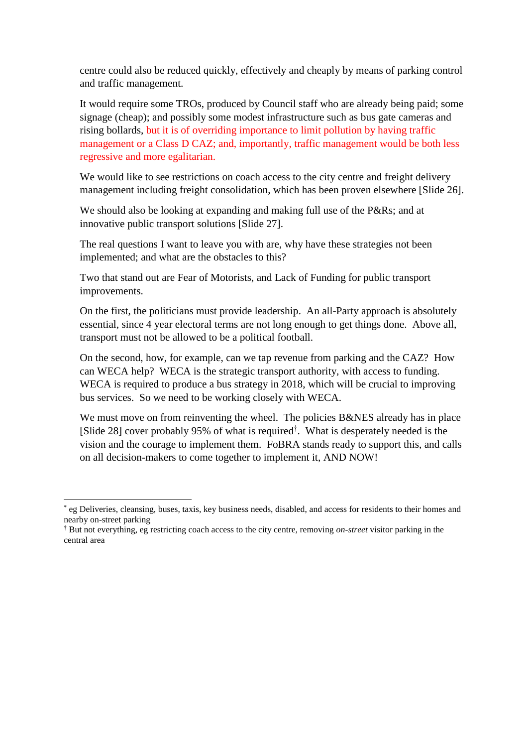centre could also be reduced quickly, effectively and cheaply by means of parking control and traffic management.

It would require some TROs, produced by Council staff who are already being paid; some signage (cheap); and possibly some modest infrastructure such as bus gate cameras and rising bollards, but it is of overriding importance to limit pollution by having traffic management or a Class D CAZ; and, importantly, traffic management would be both less regressive and more egalitarian.

We would like to see restrictions on coach access to the city centre and freight delivery management including freight consolidation, which has been proven elsewhere [Slide 26].

We should also be looking at expanding and making full use of the P&Rs; and at innovative public transport solutions [Slide 27].

The real questions I want to leave you with are, why have these strategies not been implemented; and what are the obstacles to this?

Two that stand out are Fear of Motorists, and Lack of Funding for public transport improvements.

On the first, the politicians must provide leadership. An all-Party approach is absolutely essential, since 4 year electoral terms are not long enough to get things done. Above all, transport must not be allowed to be a political football.

On the second, how, for example, can we tap revenue from parking and the CAZ? How can WECA help? WECA is the strategic transport authority, with access to funding. WECA is required to produce a bus strategy in 2018, which will be crucial to improving bus services. So we need to be working closely with WECA.

We must move on from reinventing the wheel. The policies B&NES already has in place [Slide 28] cover probably 95% of what is required[†]. What is desperately needed is the vision and the courage to implement them. FoBRA stands ready to support this, and calls on all decision-makers to come together to implement it, AND NOW!

---

[*] eg Deliveries, cleansing, buses, taxis, key business needs, disabled, and access for residents to their homes and nearby on-street parking

[†] But not everything, eg restricting coach access to the city centre, removing *on-street* visitor parking in the central area